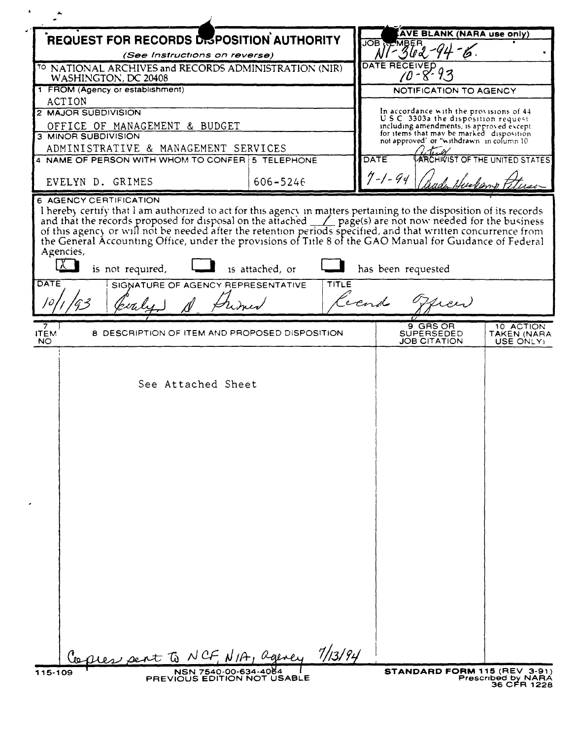# REQUEST FOR RECORDS DISPOSITION AUTHORITY

*(See Instructions on reverse)*

**LEAVE BLANK (NARA use only)**

JOB NUMBER: NI-362-94-6

DATE RECEIVED: 10-8-93

TO NATIONAL ARCHIVES and RECORDS ADMINISTRATION (NIR)
WASHINGTON, DC 20408

1 FROM (Agency or establishment)
ACTION

2 MAJOR SUBDIVISION
OFFICE OF MANAGEMENT & BUDGET

3 MINOR SUBDIVISION
ADMINISTRATIVE & MANAGEMENT SERVICES

4 NAME OF PERSON WITH WHOM TO CONFER
EVELYN D. GRIMES

5 TELEPHONE
606-5246

**NOTIFICATION TO AGENCY**

In accordance with the provisions of 44 U S C 3303a the disposition request including amendments, is approved except for items that may be marked "disposition not approved" or "withdrawn" in column 10

| DATE | ARCHIVIST OF THE UNITED STATES |
|---|---|
| 7-1-94 | Acting [signature] |

6 AGENCY CERTIFICATION

I hereby certify that I am authorized to act for this agency in matters pertaining to the disposition of its records and that the records proposed for disposal on the attached 1 page(s) are not now needed for the business of this agency or will not be needed after the retention periods specified, and that written concurrence from the General Accounting Office, under the provisions of Title 8 of the GAO Manual for Guidance of Federal Agencies,

[X] is not required, [ ] is attached, or [ ] has been requested

| DATE | SIGNATURE OF AGENCY REPRESENTATIVE | TITLE |
|---|---|---|
| 10/1/93 | Evelyn D. Grimes | Record Officer |

| 7 ITEM NO | 8 DESCRIPTION OF ITEM AND PROPOSED DISPOSITION | 9 GRS OR SUPERSEDED JOB CITATION | 10 ACTION TAKEN (NARA USE ONLY) |
|---|---|---|---|
| | See Attached Sheet | | |

Copies sent to NCF, NIA, agency 7/13/94

115-109

NSN 7540-00-634-4064
PREVIOUS EDITION NOT USABLE

STANDARD FORM 115 (REV 3-91)
Prescribed by NARA
36 CFR 1228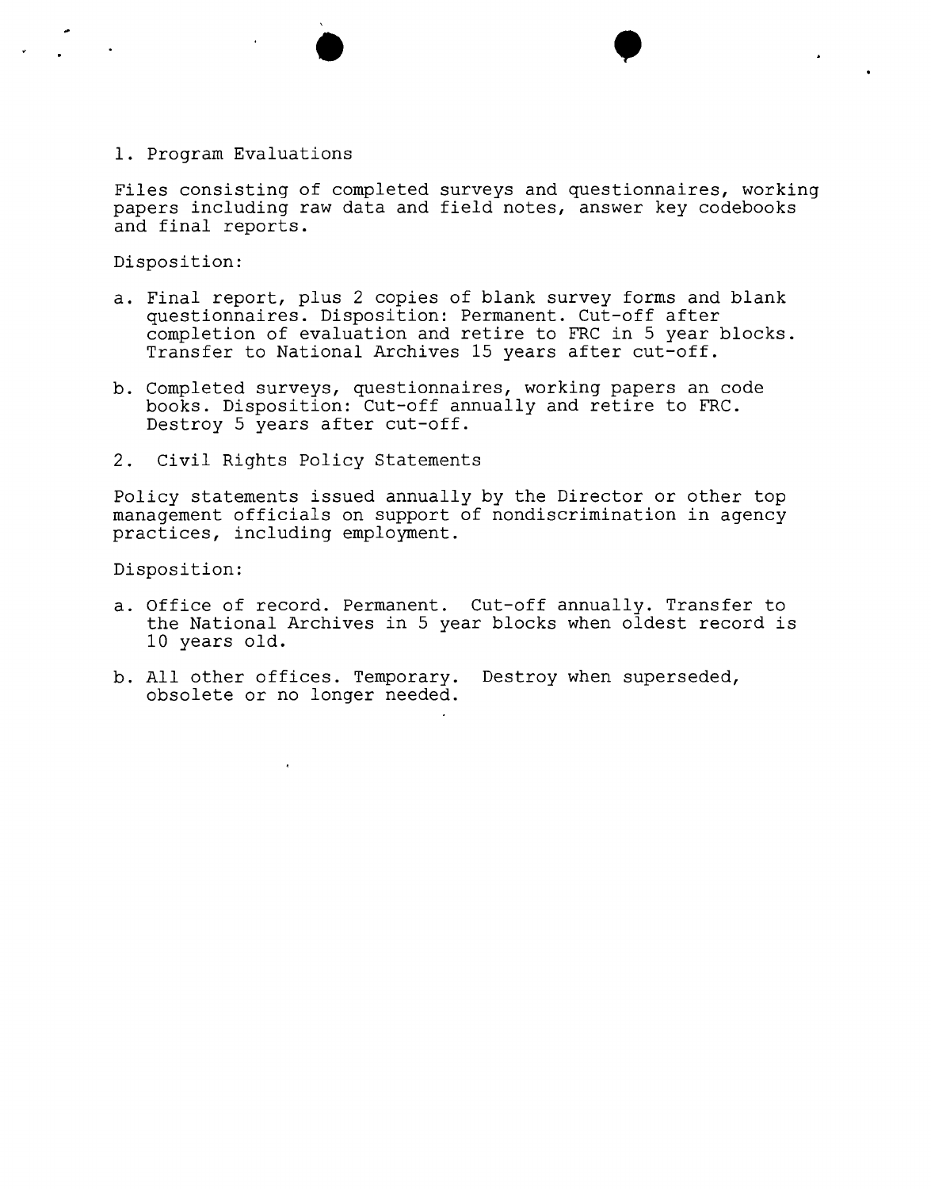1. Program Evaluations

Files consisting of completed surveys and questionnaires, working papers including raw data and field notes, answer key codebooks and final reports.

Disposition:

a. Final report, plus 2 copies of blank survey forms and blank questionnaires. Disposition: Permanent. Cut-off after completion of evaluation and retire to FRC in 5 year blocks. Transfer to National Archives 15 years after cut-off.

b. Completed surveys, questionnaires, working papers an code books. Disposition: Cut-off annually and retire to FRC. Destroy 5 years after cut-off.

2. Civil Rights Policy Statements

Policy statements issued annually by the Director or other top management officials on support of nondiscrimination in agency practices, including employment.

Disposition:

a. Office of record. Permanent. Cut-off annually. Transfer to the National Archives in 5 year blocks when oldest record is 10 years old.

b. All other offices. Temporary. Destroy when superseded, obsolete or no longer needed.